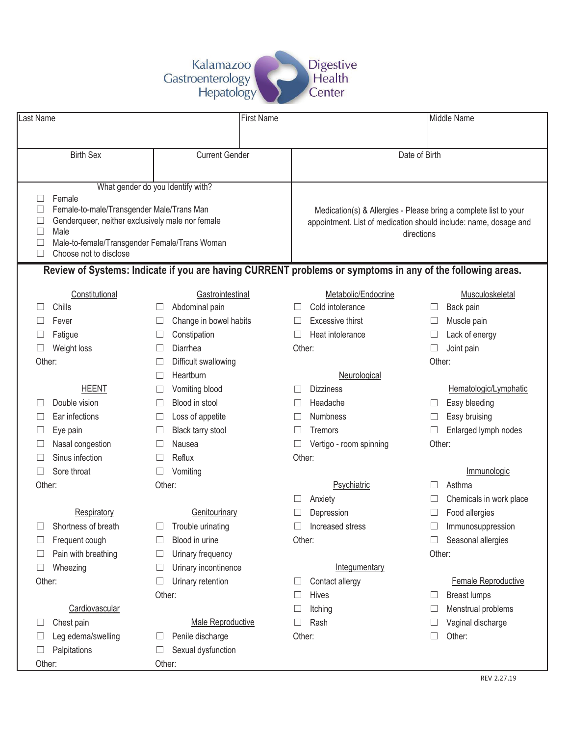# Kalamazoo Gastroenterology Hepatology — Digestive Health Center

| Last Name | First Name | Middle Name |
|---|---|---|
| | | |

| Birth Sex | Current Gender | Date of Birth |
|---|---|---|
| | | |

**What gender do you Identify with?**

- ☐ Female
- ☐ Female-to-male/Transgender Male/Trans Man
- ☐ Genderqueer, neither exclusively male nor female
- ☐ Male
- ☐ Male-to-female/Transgender Female/Trans Woman
- ☐ Choose not to disclose

Medication(s) & Allergies - Please bring a complete list to your appointment. List of medication should include: name, dosage and directions

## Review of Systems: Indicate if you are having CURRENT problems or symptoms in any of the following areas.

### Constitutional
- ☐ Chills
- ☐ Fever
- ☐ Fatigue
- ☐ Weight loss

Other:

### HEENT
- ☐ Double vision
- ☐ Ear infections
- ☐ Eye pain
- ☐ Nasal congestion
- ☐ Sinus infection
- ☐ Sore throat

Other:

### Respiratory
- ☐ Shortness of breath
- ☐ Frequent cough
- ☐ Pain with breathing
- ☐ Wheezing

Other:

### Cardiovascular
- ☐ Chest pain
- ☐ Leg edema/swelling
- ☐ Palpitations

Other:

### Gastrointestinal
- ☐ Abdominal pain
- ☐ Change in bowel habits
- ☐ Constipation
- ☐ Diarrhea
- ☐ Difficult swallowing
- ☐ Heartburn
- ☐ Vomiting blood
- ☐ Blood in stool
- ☐ Loss of appetite
- ☐ Black tarry stool
- ☐ Nausea
- ☐ Reflux
- ☐ Vomiting

Other:

### Genitourinary
- ☐ Trouble urinating
- ☐ Blood in urine
- ☐ Urinary frequency
- ☐ Urinary incontinence
- ☐ Urinary retention

Other:

### Male Reproductive
- ☐ Penile discharge
- ☐ Sexual dysfunction

Other:

### Metabolic/Endocrine
- ☐ Cold intolerance
- ☐ Excessive thirst
- ☐ Heat intolerance

Other:

### Neurological
- ☐ Dizziness
- ☐ Headache
- ☐ Numbness
- ☐ Tremors
- ☐ Vertigo - room spinning

Other:

### Psychiatric
- ☐ Anxiety
- ☐ Depression
- ☐ Increased stress

Other:

### Integumentary
- ☐ Contact allergy
- ☐ Hives
- ☐ Itching
- ☐ Rash

Other:

### Musculoskeletal
- ☐ Back pain
- ☐ Muscle pain
- ☐ Lack of energy
- ☐ Joint pain

Other:

### Hematologic/Lymphatic
- ☐ Easy bleeding
- ☐ Easy bruising
- ☐ Enlarged lymph nodes

Other:

### Immunologic
- ☐ Asthma
- ☐ Chemicals in work place
- ☐ Food allergies
- ☐ Immunosuppression
- ☐ Seasonal allergies

Other:

### Female Reproductive
- ☐ Breast lumps
- ☐ Menstrual problems
- ☐ Vaginal discharge
- ☐ Other:

REV 2.27.19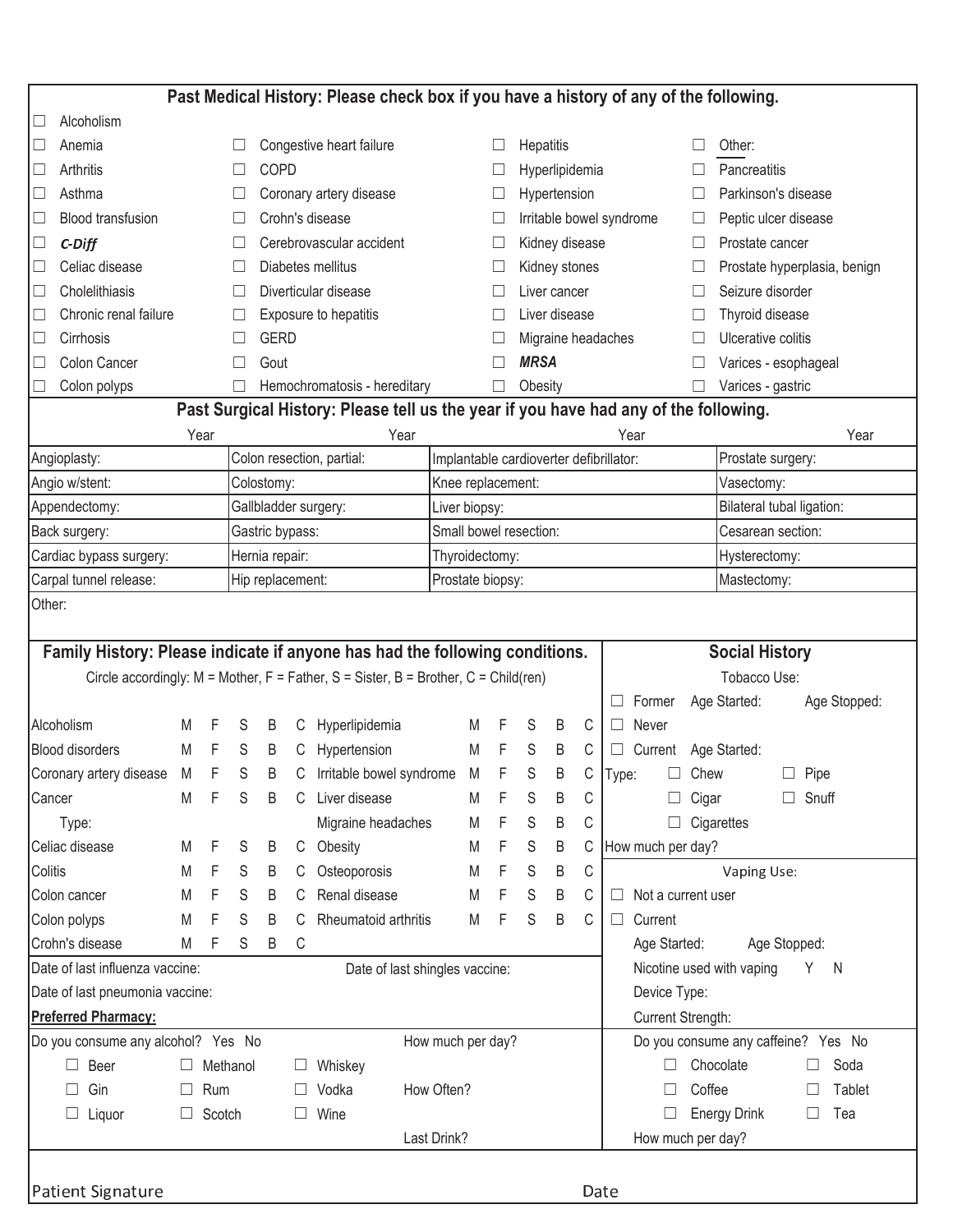## Past Medical History: Please check box if you have a history of any of the following.

| | | | |
|---|---|---|---|
| ☐ Alcoholism | | | |
| ☐ Anemia | ☐ Congestive heart failure | ☐ Hepatitis | ☐ Other: |
| ☐ Arthritis | ☐ COPD | ☐ Hyperlipidemia | ☐ Pancreatitis |
| ☐ Asthma | ☐ Coronary artery disease | ☐ Hypertension | ☐ Parkinson's disease |
| ☐ Blood transfusion | ☐ Crohn's disease | ☐ Irritable bowel syndrome | ☐ Peptic ulcer disease |
| ☐ ***C-Diff*** | ☐ Cerebrovascular accident | ☐ Kidney disease | ☐ Prostate cancer |
| ☐ Celiac disease | ☐ Diabetes mellitus | ☐ Kidney stones | ☐ Prostate hyperplasia, benign |
| ☐ Cholelithiasis | ☐ Diverticular disease | ☐ Liver cancer | ☐ Seizure disorder |
| ☐ Chronic renal failure | ☐ Exposure to hepatitis | ☐ Liver disease | ☐ Thyroid disease |
| ☐ Cirrhosis | ☐ GERD | ☐ Migraine headaches | ☐ Ulcerative colitis |
| ☐ Colon Cancer | ☐ Gout | ☐ ***MRSA*** | ☐ Varices - esophageal |
| ☐ Colon polyps | ☐ Hemochromatosis - hereditary | ☐ Obesity | ☐ Varices - gastric |

## Past Surgical History: Please tell us the year if you have had any of the following.

| Year | Year | Year | Year |
|---|---|---|---|
| Angioplasty: | Colon resection, partial: | Implantable cardioverter defibrillator: | Prostate surgery: |
| Angio w/stent: | Colostomy: | Knee replacement: | Vasectomy: |
| Appendectomy: | Gallbladder surgery: | Liver biopsy: | Bilateral tubal ligation: |
| Back surgery: | Gastric bypass: | Small bowel resection: | Cesarean section: |
| Cardiac bypass surgery: | Hernia repair: | Thyroidectomy: | Hysterectomy: |
| Carpal tunnel release: | Hip replacement: | Prostate biopsy: | Mastectomy: |

Other:

## Family History: Please indicate if anyone has had the following conditions.

Circle accordingly: M = Mother, F = Father, S = Sister, B = Brother, C = Child(ren)

| Condition | | | | | | Condition | | | | | |
|---|---|---|---|---|---|---|---|---|---|---|---|
| Alcoholism | M | F | S | B | C | Hyperlipidemia | M | F | S | B | C |
| Blood disorders | M | F | S | B | C | Hypertension | M | F | S | B | C |
| Coronary artery disease | M | F | S | B | C | Irritable bowel syndrome | M | F | S | B | C |
| Cancer | M | F | S | B | C | Liver disease | M | F | S | B | C |
| Type: | | | | | | Migraine headaches | M | F | S | B | C |
| Celiac disease | M | F | S | B | C | Obesity | M | F | S | B | C |
| Colitis | M | F | S | B | C | Osteoporosis | M | F | S | B | C |
| Colon cancer | M | F | S | B | C | Renal disease | M | F | S | B | C |
| Colon polyps | M | F | S | B | C | Rheumatoid arthritis | M | F | S | B | C |
| Crohn's disease | M | F | S | B | C | | | | | | |

Date of last influenza vaccine: Date of last shingles vaccine:

Date of last pneumonia vaccine:

**Preferred Pharmacy:**

Do you consume any alcohol? Yes No How much per day?

☐ Beer ☐ Methanol ☐ Whiskey

☐ Gin ☐ Rum ☐ Vodka How Often?

☐ Liquor ☐ Scotch ☐ Wine

Last Drink?

## Social History

Tobacco Use:

☐ Former Age Started: Age Stopped:

☐ Never

☐ Current Age Started:

Type: ☐ Chew ☐ Pipe

☐ Cigar ☐ Snuff

☐ Cigarettes

How much per day?

Vaping Use:

☐ Not a current user

☐ Current

Age Started: Age Stopped:

Nicotine used with vaping Y N

Device Type:

Current Strength:

Do you consume any caffeine? Yes No

☐ Chocolate ☐ Soda

☐ Coffee ☐ Tablet

☐ Energy Drink ☐ Tea

How much per day?

Patient Signature Date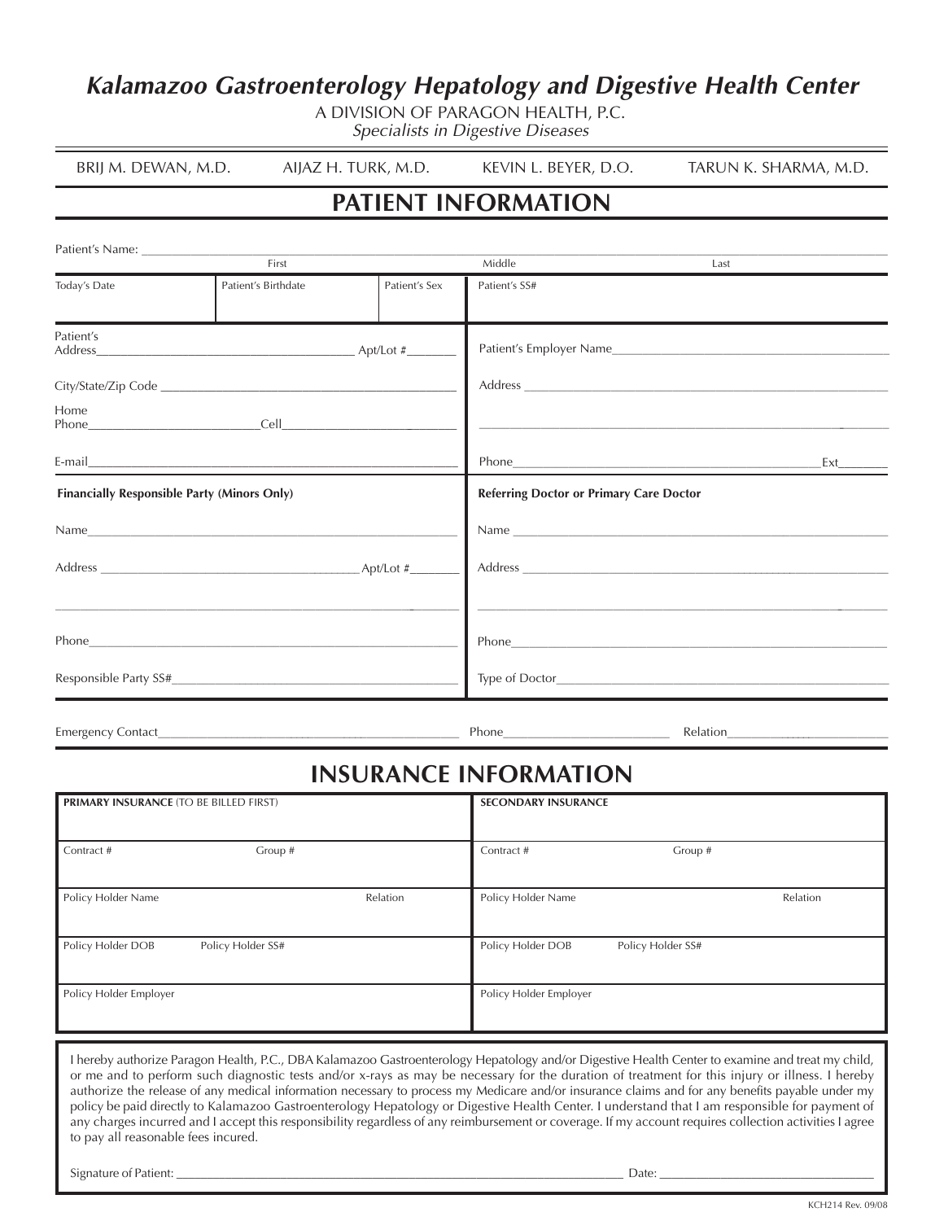# *Kalamazoo Gastroenterology Hepatology and Digestive Health Center*

A DIVISION OF PARAGON HEALTH, P.C.

*Specialists in Digestive Diseases*

BRIJ M. DEWAN, M.D. AIJAZ H. TURK, M.D. KEVIN L. BEYER, D.O. TARUN K. SHARMA, M.D.

## PATIENT INFORMATION

Patient's Name: ______________________________________________

First Middle Last

| Today's Date | Patient's Birthdate | Patient's Sex | Patient's SS# |
|---|---|---|---|
| | | | |

Patient's Address________________________ Apt/Lot #________

City/State/Zip Code ________________________

Home Phone________________ Cell________________

E-mail________________________

Patient's Employer Name________________________

Address ________________________

________________________

Phone________________________ Ext________

**Financially Responsible Party (Minors Only)**

Name________________________

Address ________________________ Apt/Lot #________

________________________

Phone________________________

Responsible Party SS#________________________

**Referring Doctor or Primary Care Doctor**

Name ________________________

Address ________________________

________________________

Phone________________________

Type of Doctor________________________

Emergency Contact________________________ Phone________________ Relation________________

## INSURANCE INFORMATION

| **PRIMARY INSURANCE** (TO BE BILLED FIRST) | | **SECONDARY INSURANCE** | |
|---|---|---|---|
| Contract # | Group # | Contract # | Group # |
| Policy Holder Name | Relation | Policy Holder Name | Relation |
| Policy Holder DOB | Policy Holder SS# | Policy Holder DOB | Policy Holder SS# |
| Policy Holder Employer | | Policy Holder Employer | |

I hereby authorize Paragon Health, P.C., DBA Kalamazoo Gastroenterology Hepatology and/or Digestive Health Center to examine and treat my child, or me and to perform such diagnostic tests and/or x-rays as may be necessary for the duration of treatment for this injury or illness. I hereby authorize the release of any medical information necessary to process my Medicare and/or insurance claims and for any benefits payable under my policy be paid directly to Kalamazoo Gastroenterology Hepatology or Digestive Health Center. I understand that I am responsible for payment of any charges incurred and I accept this responsibility regardless of any reimbursement or coverage. If my account requires collection activities I agree to pay all reasonable fees incured.

Signature of Patient: ________________________________________ Date: ________________________

KCH214 Rev. 09/08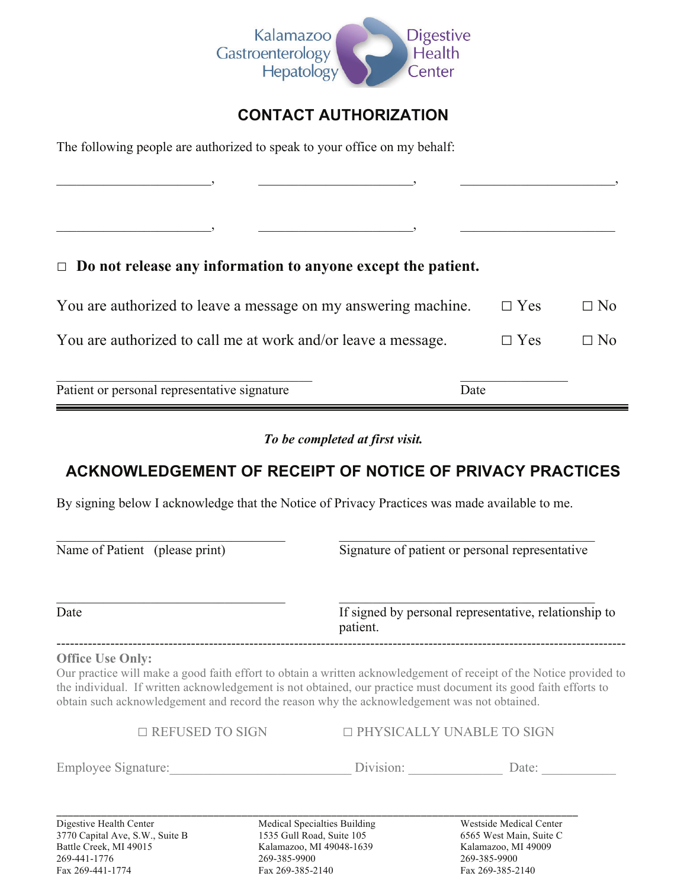Kalamazoo Gastroenterology Hepatology | Digestive Health Center

## CONTACT AUTHORIZATION

The following people are authorized to speak to your office on my behalf:

\_\_\_\_\_\_\_\_\_\_\_\_\_\_\_\_\_\_\_\_\_\_\_\_, \_\_\_\_\_\_\_\_\_\_\_\_\_\_\_\_\_\_\_\_\_\_\_\_, \_\_\_\_\_\_\_\_\_\_\_\_\_\_\_\_\_\_\_\_\_\_\_\_,

\_\_\_\_\_\_\_\_\_\_\_\_\_\_\_\_\_\_\_\_\_\_\_\_, \_\_\_\_\_\_\_\_\_\_\_\_\_\_\_\_\_\_\_\_\_\_\_\_, \_\_\_\_\_\_\_\_\_\_\_\_\_\_\_\_\_\_\_\_\_\_\_\_

☐ **Do not release any information to anyone except the patient.**

You are authorized to leave a message on my answering machine. ☐ Yes ☐ No

You are authorized to call me at work and/or leave a message. ☐ Yes ☐ No

\_\_\_\_\_\_\_\_\_\_\_\_\_\_\_\_\_\_\_\_\_\_\_\_\_\_\_\_\_\_\_\_\_\_\_\_\_\_\_\_ \_\_\_\_\_\_\_\_\_\_\_\_\_\_\_\_\_
Patient or personal representative signature Date

---

***To be completed at first visit.***

## ACKNOWLEDGEMENT OF RECEIPT OF NOTICE OF PRIVACY PRACTICES

By signing below I acknowledge that the Notice of Privacy Practices was made available to me.

\_\_\_\_\_\_\_\_\_\_\_\_\_\_\_\_\_\_\_\_\_\_\_\_\_\_\_\_\_\_\_\_\_\_\_\_ \_\_\_\_\_\_\_\_\_\_\_\_\_\_\_\_\_\_\_\_\_\_\_\_\_\_\_\_\_\_\_\_\_\_\_\_\_\_\_\_
Name of Patient (please print) Signature of patient or personal representative

\_\_\_\_\_\_\_\_\_\_\_\_\_\_\_\_\_\_\_\_\_\_\_\_\_\_\_\_\_\_\_\_\_\_\_\_ \_\_\_\_\_\_\_\_\_\_\_\_\_\_\_\_\_\_\_\_\_\_\_\_\_\_\_\_\_\_\_\_\_\_\_\_\_\_\_\_
Date If signed by personal representative, relationship to patient.

---

**Office Use Only:**
Our practice will make a good faith effort to obtain a written acknowledgement of receipt of the Notice provided to the individual. If written acknowledgement is not obtained, our practice must document its good faith efforts to obtain such acknowledgement and record the reason why the acknowledgement was not obtained.

☐ REFUSED TO SIGN ☐ PHYSICALLY UNABLE TO SIGN

Employee Signature:\_\_\_\_\_\_\_\_\_\_\_\_\_\_\_\_\_\_\_\_\_\_\_\_\_\_\_ Division: \_\_\_\_\_\_\_\_\_\_\_\_\_\_ Date: \_\_\_\_\_\_\_\_\_\_\_

---

Digestive Health Center
3770 Capital Ave, S.W., Suite B
Battle Creek, MI 49015
269-441-1776
Fax 269-441-1774

Medical Specialties Building
1535 Gull Road, Suite 105
Kalamazoo, MI 49048-1639
269-385-9900
Fax 269-385-2140

Westside Medical Center
6565 West Main, Suite C
Kalamazoo, MI 49009
269-385-9900
Fax 269-385-2140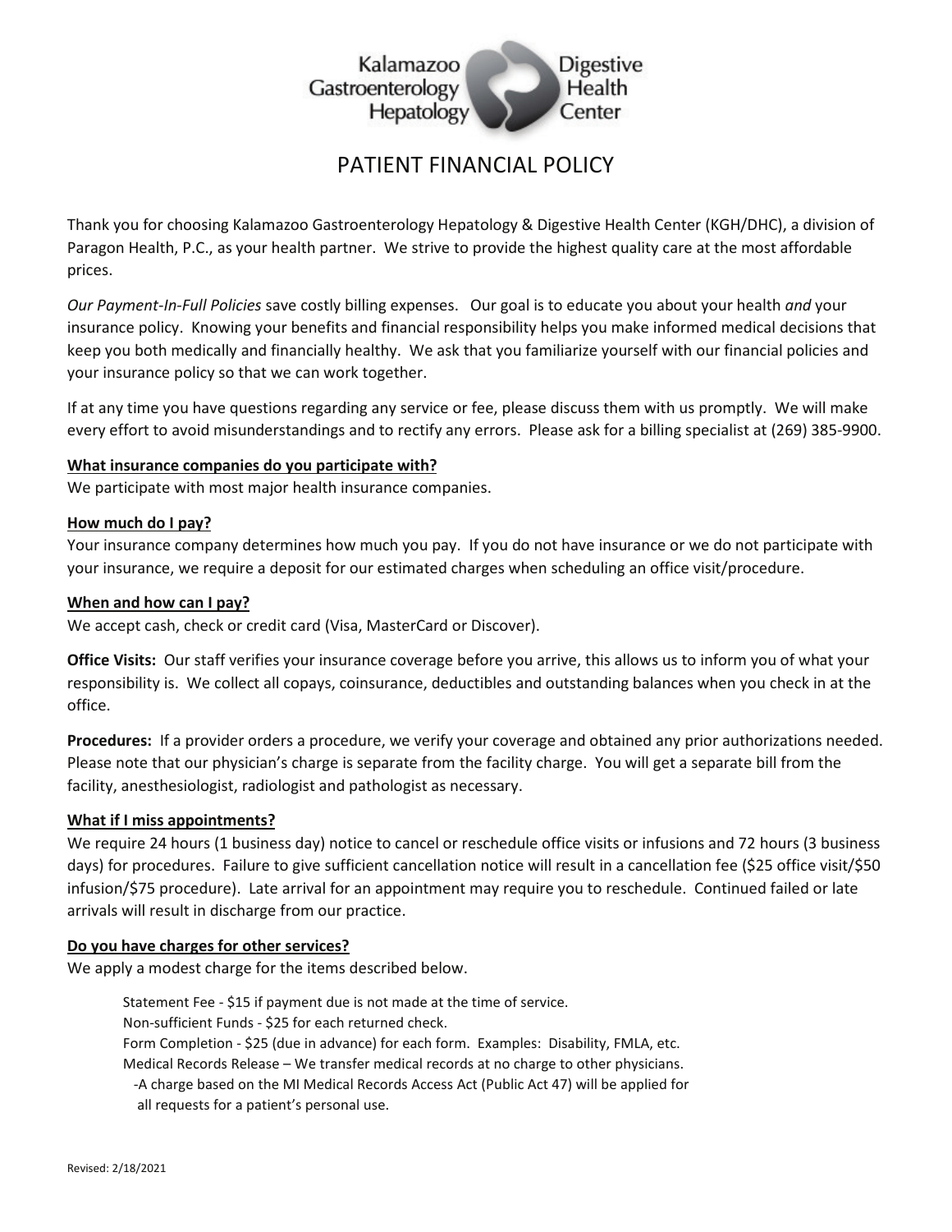Kalamazoo Gastroenterology Hepatology Digestive Health Center

# PATIENT FINANCIAL POLICY

Thank you for choosing Kalamazoo Gastroenterology Hepatology & Digestive Health Center (KGH/DHC), a division of Paragon Health, P.C., as your health partner. We strive to provide the highest quality care at the most affordable prices.

*Our Payment-In-Full Policies* save costly billing expenses. Our goal is to educate you about your health *and* your insurance policy. Knowing your benefits and financial responsibility helps you make informed medical decisions that keep you both medically and financially healthy. We ask that you familiarize yourself with our financial policies and your insurance policy so that we can work together.

If at any time you have questions regarding any service or fee, please discuss them with us promptly. We will make every effort to avoid misunderstandings and to rectify any errors. Please ask for a billing specialist at (269) 385-9900.

**What insurance companies do you participate with?**

We participate with most major health insurance companies.

**How much do I pay?**

Your insurance company determines how much you pay. If you do not have insurance or we do not participate with your insurance, we require a deposit for our estimated charges when scheduling an office visit/procedure.

**When and how can I pay?**

We accept cash, check or credit card (Visa, MasterCard or Discover).

**Office Visits:** Our staff verifies your insurance coverage before you arrive, this allows us to inform you of what your responsibility is. We collect all copays, coinsurance, deductibles and outstanding balances when you check in at the office.

**Procedures:** If a provider orders a procedure, we verify your coverage and obtained any prior authorizations needed. Please note that our physician's charge is separate from the facility charge. You will get a separate bill from the facility, anesthesiologist, radiologist and pathologist as necessary.

**What if I miss appointments?**

We require 24 hours (1 business day) notice to cancel or reschedule office visits or infusions and 72 hours (3 business days) for procedures. Failure to give sufficient cancellation notice will result in a cancellation fee ($25 office visit/$50 infusion/$75 procedure). Late arrival for an appointment may require you to reschedule. Continued failed or late arrivals will result in discharge from our practice.

**Do you have charges for other services?**

We apply a modest charge for the items described below.

Statement Fee - $15 if payment due is not made at the time of service.
Non-sufficient Funds - $25 for each returned check.
Form Completion - $25 (due in advance) for each form. Examples: Disability, FMLA, etc.
Medical Records Release – We transfer medical records at no charge to other physicians.
-A charge based on the MI Medical Records Access Act (Public Act 47) will be applied for all requests for a patient's personal use.

Revised: 2/18/2021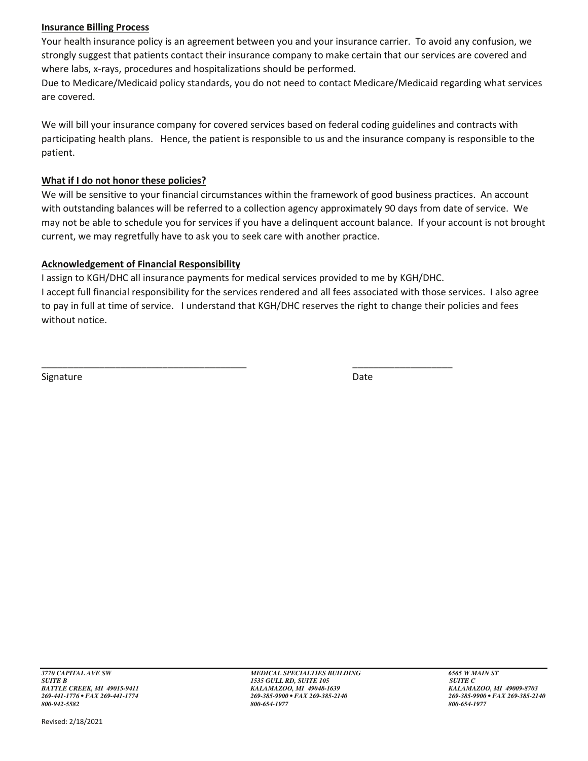**Insurance Billing Process**

Your health insurance policy is an agreement between you and your insurance carrier. To avoid any confusion, we strongly suggest that patients contact their insurance company to make certain that our services are covered and where labs, x-rays, procedures and hospitalizations should be performed.
Due to Medicare/Medicaid policy standards, you do not need to contact Medicare/Medicaid regarding what services are covered.

We will bill your insurance company for covered services based on federal coding guidelines and contracts with participating health plans. Hence, the patient is responsible to us and the insurance company is responsible to the patient.

**What if I do not honor these policies?**

We will be sensitive to your financial circumstances within the framework of good business practices. An account with outstanding balances will be referred to a collection agency approximately 90 days from date of service. We may not be able to schedule you for services if you have a delinquent account balance. If your account is not brought current, we may regretfully have to ask you to seek care with another practice.

**Acknowledgement of Financial Responsibility**

I assign to KGH/DHC all insurance payments for medical services provided to me by KGH/DHC.
I accept full financial responsibility for the services rendered and all fees associated with those services. I also agree to pay in full at time of service. I understand that KGH/DHC reserves the right to change their policies and fees without notice.

________________________________________ &nbsp;&nbsp;&nbsp;&nbsp;&nbsp;&nbsp;&nbsp;&nbsp; ____________________

Signature &nbsp;&nbsp;&nbsp;&nbsp;&nbsp;&nbsp;&nbsp;&nbsp;&nbsp;&nbsp;&nbsp;&nbsp;&nbsp;&nbsp;&nbsp;&nbsp;&nbsp;&nbsp;&nbsp;&nbsp;&nbsp;&nbsp;&nbsp;&nbsp;&nbsp;&nbsp;&nbsp;&nbsp;&nbsp;&nbsp;&nbsp;&nbsp;&nbsp;&nbsp;&nbsp;&nbsp; Date

*3770 CAPITAL AVE SW*
*SUITE B*
*BATTLE CREEK, MI 49015-9411*
*269-441-1776 • FAX 269-441-1774*
*800-942-5582*

*MEDICAL SPECIALTIES BUILDING*
*1535 GULL RD, SUITE 105*
*KALAMAZOO, MI 49048-1639*
*269-385-9900 • FAX 269-385-2140*
*800-654-1977*

*6565 W MAIN ST*
*SUITE C*
*KALAMAZOO, MI 49009-8703*
*269-385-9900 • FAX 269-385-2140*
*800-654-1977*

Revised: 2/18/2021